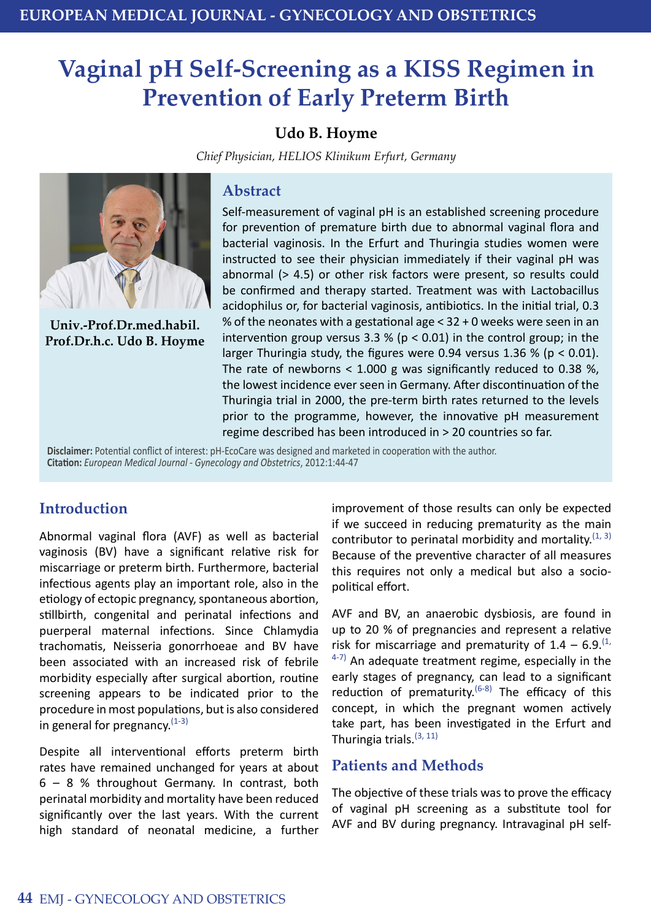# Vaginal pH Self-Screening as a KISS Regimen in Prevention of Early Preterm Birth

**Udo B. Hoyme**

*Chief Physician, HELIOS Klinikum Erfurt, Germany*

**Univ.-Prof.Dr.med.habil. Prof.Dr.h.c. Udo B. Hoyme**

## Abstract

Self-measurement of vaginal pH is an established screening procedure for prevention of premature birth due to abnormal vaginal flora and bacterial vaginosis. In the Erfurt and Thuringia studies women were instructed to see their physician immediately if their vaginal pH was abnormal (> 4.5) or other risk factors were present, so results could be confirmed and therapy started. Treatment was with Lactobacillus acidophilus or, for bacterial vaginosis, antibiotics. In the initial trial, 0.3 % of the neonates with a gestational age < 32 + 0 weeks were seen in an intervention group versus 3.3 % ($p < 0.01$) in the control group; in the larger Thuringia study, the figures were 0.94 versus 1.36 % ($p < 0.01$). The rate of newborns < 1.000 g was significantly reduced to 0.38 %, the lowest incidence ever seen in Germany. After discontinuation of the Thuringia trial in 2000, the pre-term birth rates returned to the levels prior to the programme, however, the innovative pH measurement regime described has been introduced in > 20 countries so far.

**Disclaimer:** Potential conflict of interest: pH-EcoCare was designed and marketed in cooperation with the author.
**Citation:** *European Medical Journal - Gynecology and Obstetrics*, 2012:1:44-47

## Introduction

Abnormal vaginal flora (AVF) as well as bacterial vaginosis (BV) have a significant relative risk for miscarriage or preterm birth. Furthermore, bacterial infectious agents play an important role, also in the etiology of ectopic pregnancy, spontaneous abortion, stillbirth, congenital and perinatal infections and puerperal maternal infections. Since Chlamydia trachomatis, Neisseria gonorrhoeae and BV have been associated with an increased risk of febrile morbidity especially after surgical abortion, routine screening appears to be indicated prior to the procedure in most populations, but is also considered in general for pregnancy.[1-3]

Despite all interventional efforts preterm birth rates have remained unchanged for years at about 6 – 8 % throughout Germany. In contrast, both perinatal morbidity and mortality have been reduced significantly over the last years. With the current high standard of neonatal medicine, a further improvement of those results can only be expected if we succeed in reducing prematurity as the main contributor to perinatal morbidity and mortality.[1, 3] Because of the preventive character of all measures this requires not only a medical but also a socio-political effort.

AVF and BV, an anaerobic dysbiosis, are found in up to 20 % of pregnancies and represent a relative risk for miscarriage and prematurity of 1.4 – 6.9.[1, 4-7] An adequate treatment regime, especially in the early stages of pregnancy, can lead to a significant reduction of prematurity.[6-8] The efficacy of this concept, in which the pregnant women actively take part, has been investigated in the Erfurt and Thuringia trials.[3, 11]

## Patients and Methods

The objective of these trials was to prove the efficacy of vaginal pH screening as a substitute tool for AVF and BV during pregnancy. Intravaginal pH self-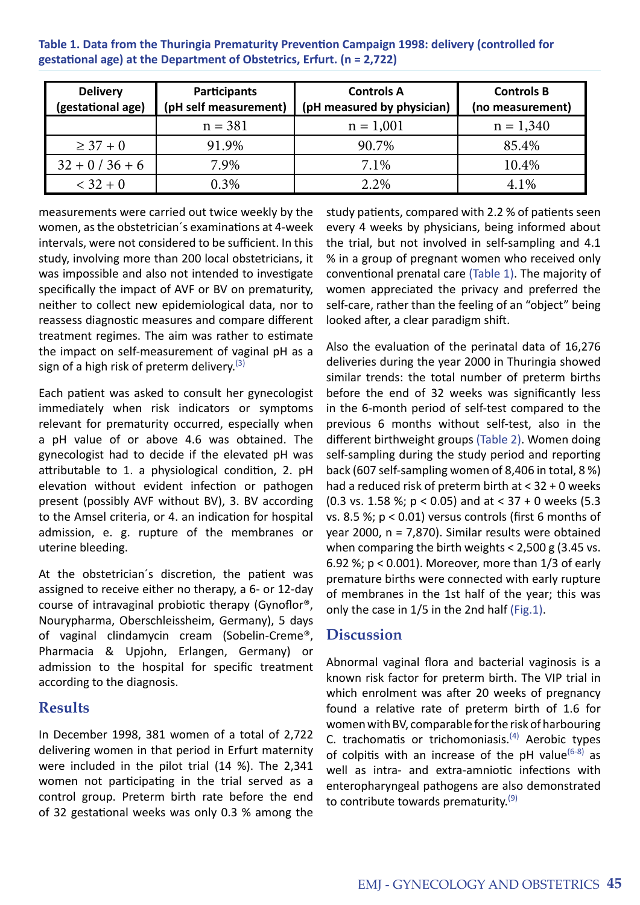**Table 1. Data from the Thuringia Prematurity Prevention Campaign 1998: delivery (controlled for gestational age) at the Department of Obstetrics, Erfurt. (n = 2,722)**

| Delivery (gestational age) | Participants (pH self measurement) | Controls A (pH measured by physician) | Controls B (no measurement) |
|---|---|---|---|
| | n = 381 | n = 1,001 | n = 1,340 |
| ≥ 37 + 0 | 91.9% | 90.7% | 85.4% |
| 32 + 0 / 36 + 6 | 7.9% | 7.1% | 10.4% |
| < 32 + 0 | 0.3% | 2.2% | 4.1% |

measurements were carried out twice weekly by the women, as the obstetrician´s examinations at 4-week intervals, were not considered to be sufficient. In this study, involving more than 200 local obstetricians, it was impossible and also not intended to investigate specifically the impact of AVF or BV on prematurity, neither to collect new epidemiological data, nor to reassess diagnostic measures and compare different treatment regimes. The aim was rather to estimate the impact on self-measurement of vaginal pH as a sign of a high risk of preterm delivery.[3]

Each patient was asked to consult her gynecologist immediately when risk indicators or symptoms relevant for prematurity occurred, especially when a pH value of or above 4.6 was obtained. The gynecologist had to decide if the elevated pH was attributable to 1. a physiological condition, 2. pH elevation without evident infection or pathogen present (possibly AVF without BV), 3. BV according to the Amsel criteria, or 4. an indication for hospital admission, e. g. rupture of the membranes or uterine bleeding.

At the obstetrician´s discretion, the patient was assigned to receive either no therapy, a 6- or 12-day course of intravaginal probiotic therapy (Gynoflor®, Nourypharma, Oberschleissheim, Germany), 5 days of vaginal clindamycin cream (Sobelin-Creme®, Pharmacia & Upjohn, Erlangen, Germany) or admission to the hospital for specific treatment according to the diagnosis.

## Results

In December 1998, 381 women of a total of 2,722 delivering women in that period in Erfurt maternity were included in the pilot trial (14 %). The 2,341 women not participating in the trial served as a control group. Preterm birth rate before the end of 32 gestational weeks was only 0.3 % among the study patients, compared with 2.2 % of patients seen every 4 weeks by physicians, being informed about the trial, but not involved in self-sampling and 4.1 % in a group of pregnant women who received only conventional prenatal care (Table 1). The majority of women appreciated the privacy and preferred the self-care, rather than the feeling of an "object" being looked after, a clear paradigm shift.

Also the evaluation of the perinatal data of 16,276 deliveries during the year 2000 in Thuringia showed similar trends: the total number of preterm births before the end of 32 weeks was significantly less in the 6-month period of self-test compared to the previous 6 months without self-test, also in the different birthweight groups (Table 2). Women doing self-sampling during the study period and reporting back (607 self-sampling women of 8,406 in total, 8 %) had a reduced risk of preterm birth at < 32 + 0 weeks (0.3 vs. 1.58 %; $p < 0.05$) and at < 37 + 0 weeks (5.3 vs. 8.5 %; $p < 0.01$) versus controls (first 6 months of year 2000, n = 7,870). Similar results were obtained when comparing the birth weights < 2,500 g (3.45 vs. 6.92 %; $p < 0.001$). Moreover, more than 1/3 of early premature births were connected with early rupture of membranes in the 1st half of the year; this was only the case in 1/5 in the 2nd half (Fig.1).

## Discussion

Abnormal vaginal flora and bacterial vaginosis is a known risk factor for preterm birth. The VIP trial in which enrolment was after 20 weeks of pregnancy found a relative rate of preterm birth of 1.6 for women with BV, comparable for the risk of harbouring C. trachomatis or trichomoniasis.[4] Aerobic types of colpitis with an increase of the pH value[6-8] as well as intra- and extra-amniotic infections with enteropharyngeal pathogens are also demonstrated to contribute towards prematurity.[9]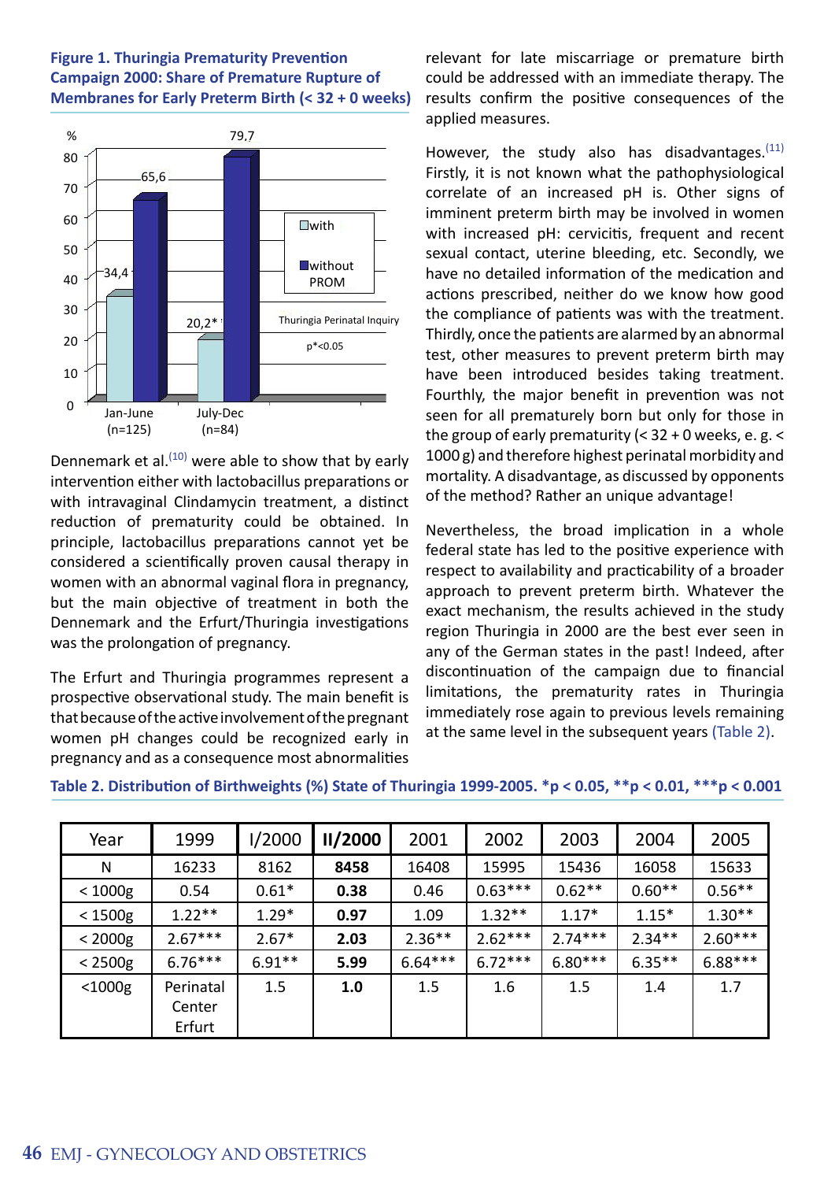**Figure 1. Thuringia Prematurity Prevention Campaign 2000: Share of Premature Rupture of Membranes for Early Preterm Birth (< 32 + 0 weeks)**

| % | with PROM | without PROM |
|---|---|---|
| Jan-June (n=125) | 34,4 | 65,6 |
| July-Dec (n=84) | 20,2* | 79,7 |

Thuringia Perinatal Inquiry

p*<0.05

Dennemark et al.[10] were able to show that by early intervention either with lactobacillus preparations or with intravaginal Clindamycin treatment, a distinct reduction of prematurity could be obtained. In principle, lactobacillus preparations cannot yet be considered a scientifically proven causal therapy in women with an abnormal vaginal flora in pregnancy, but the main objective of treatment in both the Dennemark and the Erfurt/Thuringia investigations was the prolongation of pregnancy.

The Erfurt and Thuringia programmes represent a prospective observational study. The main benefit is that because of the active involvement of the pregnant women pH changes could be recognized early in pregnancy and as a consequence most abnormalities relevant for late miscarriage or premature birth could be addressed with an immediate therapy. The results confirm the positive consequences of the applied measures.

However, the study also has disadvantages.[11] Firstly, it is not known what the pathophysiological correlate of an increased pH is. Other signs of imminent preterm birth may be involved in women with increased pH: cervicitis, frequent and recent sexual contact, uterine bleeding, etc. Secondly, we have no detailed information of the medication and actions prescribed, neither do we know how good the compliance of patients was with the treatment. Thirdly, once the patients are alarmed by an abnormal test, other measures to prevent preterm birth may have been introduced besides taking treatment. Fourthly, the major benefit in prevention was not seen for all prematurely born but only for those in the group of early prematurity (< 32 + 0 weeks, e. g. < 1000 g) and therefore highest perinatal morbidity and mortality. A disadvantage, as discussed by opponents of the method? Rather an unique advantage!

Nevertheless, the broad implication in a whole federal state has led to the positive experience with respect to availability and practicability of a broader approach to prevent preterm birth. Whatever the exact mechanism, the results achieved in the study region Thuringia in 2000 are the best ever seen in any of the German states in the past! Indeed, after discontinuation of the campaign due to financial limitations, the prematurity rates in Thuringia immediately rose again to previous levels remaining at the same level in the subsequent years (Table 2).

**Table 2. Distribution of Birthweights (%) State of Thuringia 1999-2005. *p < 0.05, **p < 0.01, ***p < 0.001**

| Year | 1999 | I/2000 | **II/2000** | 2001 | 2002 | 2003 | 2004 | 2005 |
|---|---|---|---|---|---|---|---|---|
| N | 16233 | 8162 | **8458** | 16408 | 15995 | 15436 | 16058 | 15633 |
| < 1000g | 0.54 | 0.61* | **0.38** | 0.46 | 0.63*** | 0.62** | 0.60** | 0.56** |
| < 1500g | 1.22** | 1.29* | **0.97** | 1.09 | 1.32** | 1.17* | 1.15* | 1.30** |
| < 2000g | 2.67*** | 2.67* | **2.03** | 2.36** | 2.62*** | 2.74*** | 2.34** | 2.60*** |
| < 2500g | 6.76*** | 6.91** | **5.99** | 6.64*** | 6.72*** | 6.80*** | 6.35** | 6.88*** |
| <1000g | Perinatal Center Erfurt | 1.5 | **1.0** | 1.5 | 1.6 | 1.5 | 1.4 | 1.7 |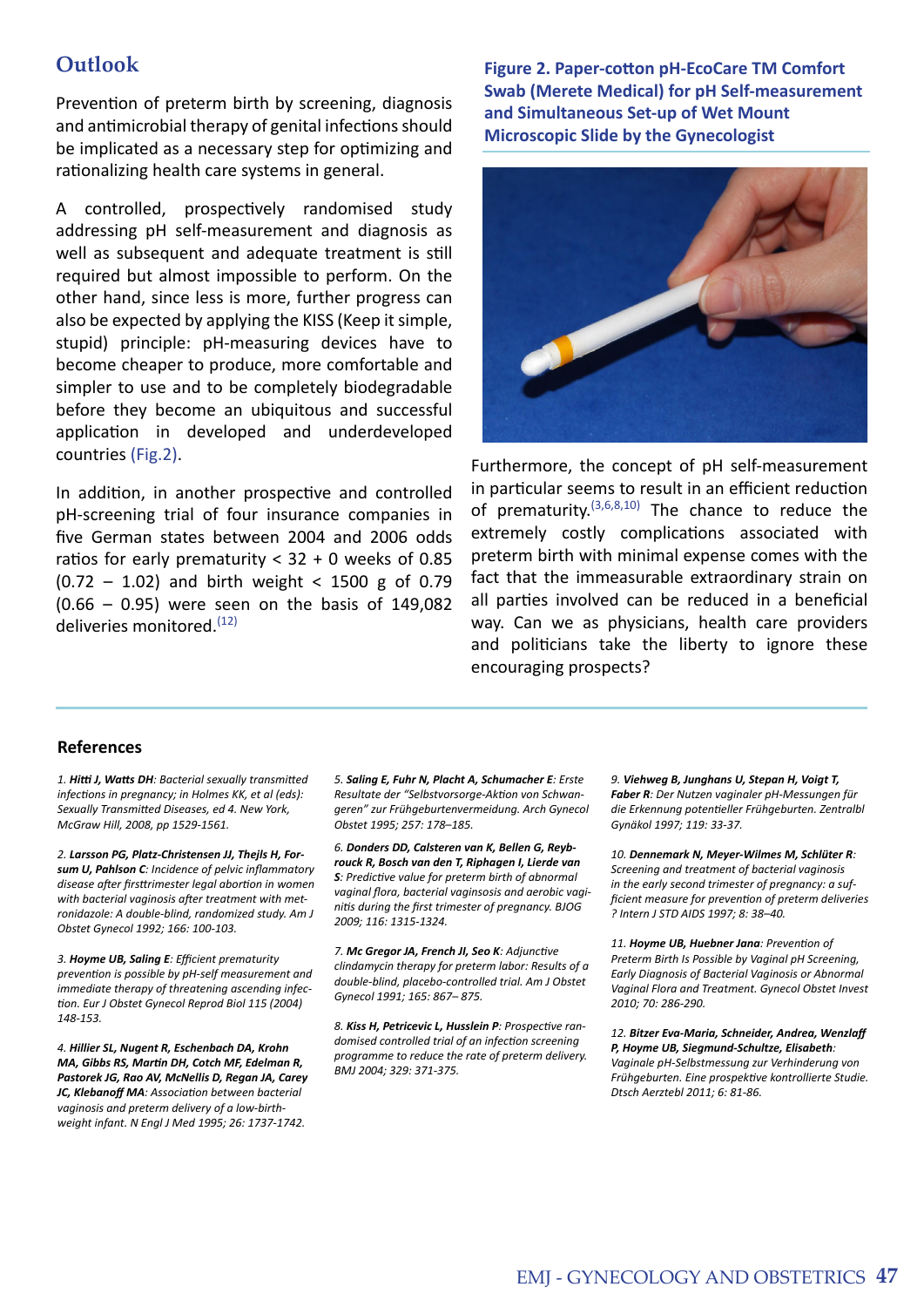## Outlook

Prevention of preterm birth by screening, diagnosis and antimicrobial therapy of genital infections should be implicated as a necessary step for optimizing and rationalizing health care systems in general.

A controlled, prospectively randomised study addressing pH self-measurement and diagnosis as well as subsequent and adequate treatment is still required but almost impossible to perform. On the other hand, since less is more, further progress can also be expected by applying the KISS (Keep it simple, stupid) principle: pH-measuring devices have to become cheaper to produce, more comfortable and simpler to use and to be completely biodegradable before they become an ubiquitous and successful application in developed and underdeveloped countries (Fig.2).

In addition, in another prospective and controlled pH-screening trial of four insurance companies in five German states between 2004 and 2006 odds ratios for early prematurity < 32 + 0 weeks of 0.85 (0.72 – 1.02) and birth weight < 1500 g of 0.79 (0.66 – 0.95) were seen on the basis of 149,082 deliveries monitored.[12]

**Figure 2. Paper-cotton pH-EcoCare TM Comfort Swab (Merete Medical) for pH Self-measurement and Simultaneous Set-up of Wet Mount Microscopic Slide by the Gynecologist**

Furthermore, the concept of pH self-measurement in particular seems to result in an efficient reduction of prematurity.[3,6,8,10] The chance to reduce the extremely costly complications associated with preterm birth with minimal expense comes with the fact that the immeasurable extraordinary strain on all parties involved can be reduced in a beneficial way. Can we as physicians, health care providers and politicians take the liberty to ignore these encouraging prospects?

### References

1. **Hitti J, Watts DH**: *Bacterial sexually transmitted infections in pregnancy; in Holmes KK, et al (eds): Sexually Transmitted Diseases, ed 4. New York, McGraw Hill, 2008, pp 1529-1561.*

2. **Larsson PG, Platz-Christensen JJ, Thejls H, Forsum U, Pahlson C**: *Incidence of pelvic inflammatory disease after firsttrimester legal abortion in women with bacterial vaginosis after treatment with metronidazole: A double-blind, randomized study. Am J Obstet Gynecol 1992; 166: 100-103.*

3. **Hoyme UB, Saling E**: *Efficient prematurity prevention is possible by pH-self measurement and immediate therapy of threatening ascending infection. Eur J Obstet Gynecol Reprod Biol 115 (2004) 148-153.*

4. **Hillier SL, Nugent R, Eschenbach DA, Krohn MA, Gibbs RS, Martin DH, Cotch MF, Edelman R, Pastorek JG, Rao AV, McNellis D, Regan JA, Carey JC, Klebanoff MA**: *Association between bacterial vaginosis and preterm delivery of a low-birth-weight infant. N Engl J Med 1995; 26: 1737-1742.*

5. **Saling E, Fuhr N, Placht A, Schumacher E**: *Erste Resultate der "Selbstvorsorge-Aktion von Schwangeren" zur Frühgeburtenvermeidung. Arch Gynecol Obstet 1995; 257: 178–185.*

6. **Donders DD, Calsteren van K, Bellen G, Reybrouck R, Bosch van den T, Riphagen I, Lierde van S**: *Predictive value for preterm birth of abnormal vaginal flora, bacterial vaginsosis and aerobic vaginitis during the first trimester of pregnancy. BJOG 2009; 116: 1315-1324.*

7. **Mc Gregor JA, French JI, Seo K**: *Adjunctive clindamycin therapy for preterm labor: Results of a double-blind, placebo-controlled trial. Am J Obstet Gynecol 1991; 165: 867– 875.*

8. **Kiss H, Petricevic L, Husslein P**: *Prospective randomised controlled trial of an infection screening programme to reduce the rate of preterm delivery. BMJ 2004; 329: 371-375.*

9. **Viehweg B, Junghans U, Stepan H, Voigt T, Faber R**: *Der Nutzen vaginaler pH-Messungen für die Erkennung potentieller Frühgeburten. Zentralbl Gynäkol 1997; 119: 33-37.*

10. **Dennemark N, Meyer-Wilmes M, Schlüter R**: *Screening and treatment of bacterial vaginosis in the early second trimester of pregnancy: a sufficient measure for prevention of preterm deliveries ? Intern J STD AIDS 1997; 8: 38–40.*

11. **Hoyme UB, Huebner Jana**: *Prevention of Preterm Birth Is Possible by Vaginal pH Screening, Early Diagnosis of Bacterial Vaginosis or Abnormal Vaginal Flora and Treatment. Gynecol Obstet Invest 2010; 70: 286-290.*

12. **Bitzer Eva-Maria, Schneider, Andrea, Wenzlaff P, Hoyme UB, Siegmund-Schultze, Elisabeth**: *Vaginale pH-Selbstmessung zur Verhinderung von Frühgeburten. Eine prospektive kontrollierte Studie. Dtsch Aerztebl 2011; 6: 81-86.*